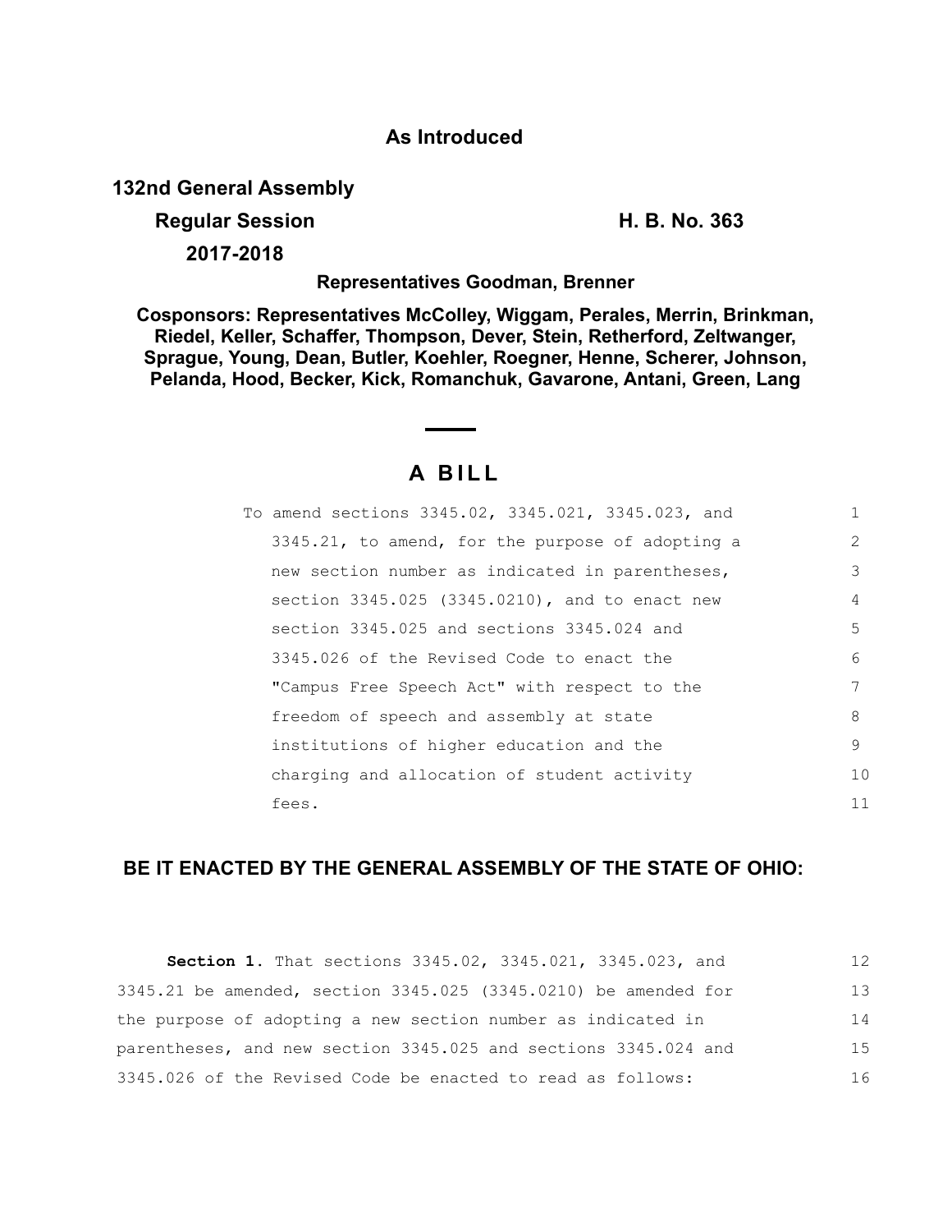**As Introduced**

**132nd General Assembly**

**Regular Session** **H. B. No. 363**

**2017-2018**

**Representatives Goodman, Brenner**

**Cosponsors: Representatives McColley, Wiggam, Perales, Merrin, Brinkman, Riedel, Keller, Schaffer, Thompson, Dever, Stein, Retherford, Zeltwanger, Sprague, Young, Dean, Butler, Koehler, Roegner, Henne, Scherer, Johnson, Pelanda, Hood, Becker, Kick, Romanchuk, Gavarone, Antani, Green, Lang**

# A BILL

To amend sections 3345.02, 3345.021, 3345.023, and 3345.21, to amend, for the purpose of adopting a new section number as indicated in parentheses, section 3345.025 (3345.0210), and to enact new section 3345.025 and sections 3345.024 and 3345.026 of the Revised Code to enact the "Campus Free Speech Act" with respect to the freedom of speech and assembly at state institutions of higher education and the charging and allocation of student activity fees.

## BE IT ENACTED BY THE GENERAL ASSEMBLY OF THE STATE OF OHIO:

**Section 1.** That sections 3345.02, 3345.021, 3345.023, and 3345.21 be amended, section 3345.025 (3345.0210) be amended for the purpose of adopting a new section number as indicated in parentheses, and new section 3345.025 and sections 3345.024 and 3345.026 of the Revised Code be enacted to read as follows: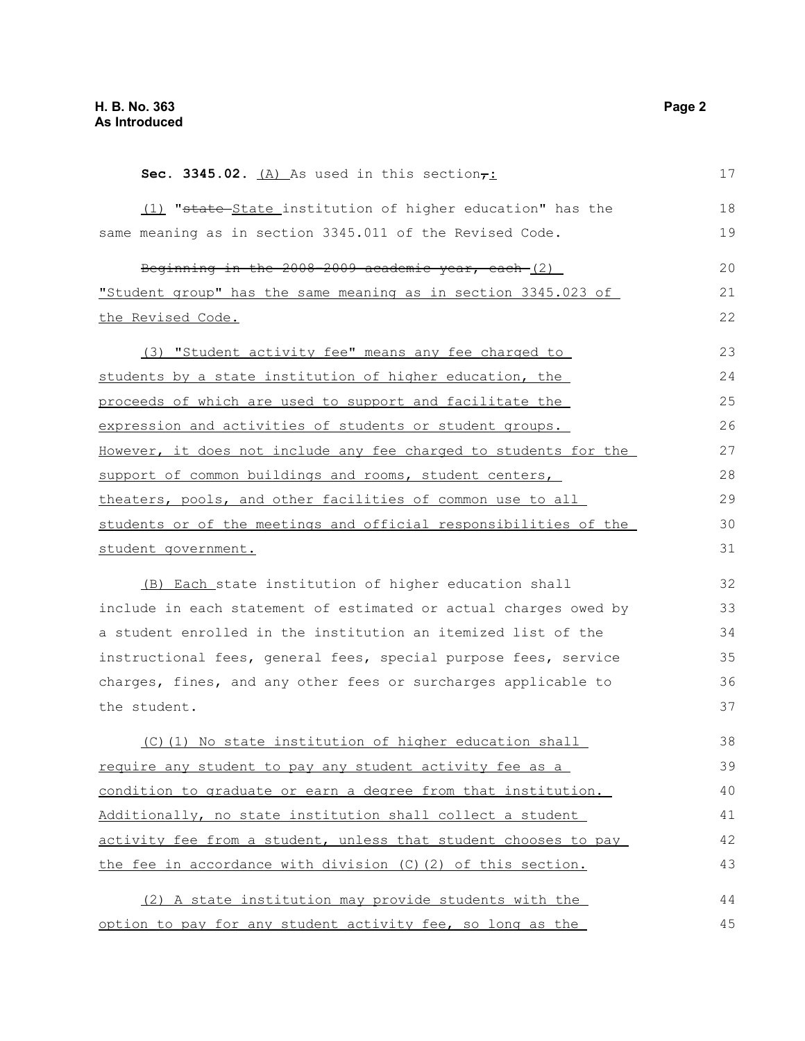**Sec. 3345.02.** (A) As used in this section~~,~~:

(1) "~~state~~ State institution of higher education" has the same meaning as in section 3345.011 of the Revised Code.

~~Beginning in the 2008-2009 academic year, each~~ (2) "Student group" has the same meaning as in section 3345.023 of the Revised Code.

(3) "Student activity fee" means any fee charged to students by a state institution of higher education, the proceeds of which are used to support and facilitate the expression and activities of students or student groups. However, it does not include any fee charged to students for the support of common buildings and rooms, student centers, theaters, pools, and other facilities of common use to all students or of the meetings and official responsibilities of the student government.

(B) Each state institution of higher education shall include in each statement of estimated or actual charges owed by a student enrolled in the institution an itemized list of the instructional fees, general fees, special purpose fees, service charges, fines, and any other fees or surcharges applicable to the student.

(C)(1) No state institution of higher education shall require any student to pay any student activity fee as a condition to graduate or earn a degree from that institution. Additionally, no state institution shall collect a student activity fee from a student, unless that student chooses to pay the fee in accordance with division (C)(2) of this section.

(2) A state institution may provide students with the option to pay for any student activity fee, so long as the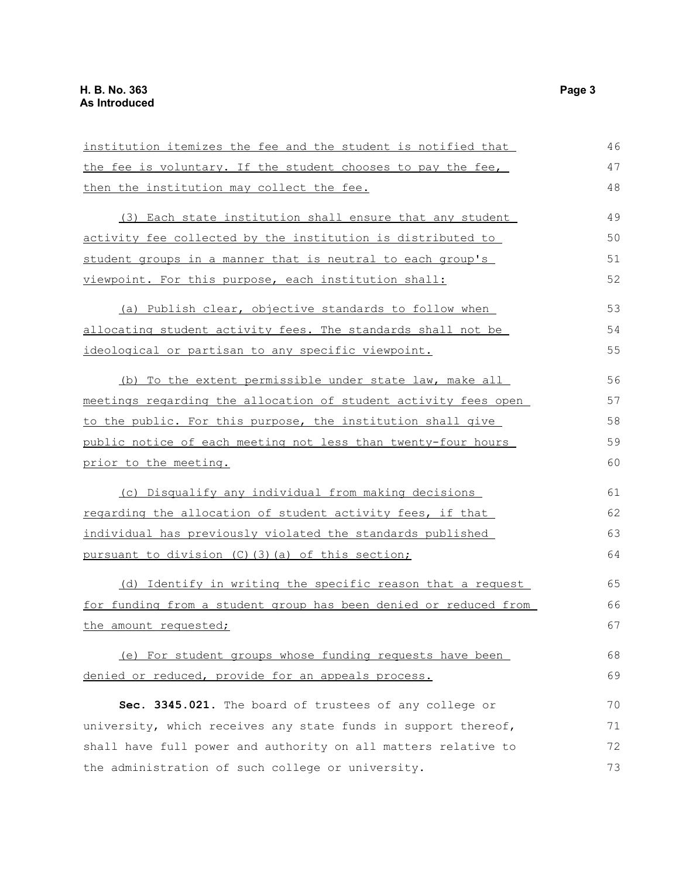institution itemizes the fee and the student is notified that the fee is voluntary. If the student chooses to pay the fee, then the institution may collect the fee.

(3) Each state institution shall ensure that any student activity fee collected by the institution is distributed to student groups in a manner that is neutral to each group's viewpoint. For this purpose, each institution shall:

(a) Publish clear, objective standards to follow when allocating student activity fees. The standards shall not be ideological or partisan to any specific viewpoint.

(b) To the extent permissible under state law, make all meetings regarding the allocation of student activity fees open to the public. For this purpose, the institution shall give public notice of each meeting not less than twenty-four hours prior to the meeting.

(c) Disqualify any individual from making decisions regarding the allocation of student activity fees, if that individual has previously violated the standards published pursuant to division (C)(3)(a) of this section;

(d) Identify in writing the specific reason that a request for funding from a student group has been denied or reduced from the amount requested;

(e) For student groups whose funding requests have been denied or reduced, provide for an appeals process.

**Sec. 3345.021.** The board of trustees of any college or university, which receives any state funds in support thereof, shall have full power and authority on all matters relative to the administration of such college or university.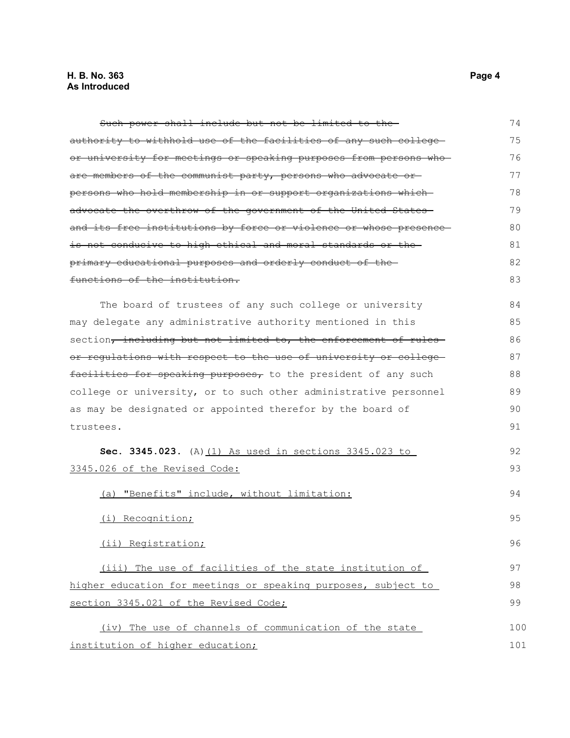~~Such power shall include but not be limited to the authority to withhold use of the facilities of any such college or university for meetings or speaking purposes from persons who are members of the communist party, persons who advocate or persons who hold membership in or support organizations which advocate the overthrow of the government of the United States and its free institutions by force or violence or whose presence is not conducive to high ethical and moral standards or the primary educational purposes and orderly conduct of the functions of the institution.~~

The board of trustees of any such college or university may delegate any administrative authority mentioned in this section~~, including but not limited to, the enforcement of rules or regulations with respect to the use of university or college facilities for speaking purposes,~~ to the president of any such college or university, or to such other administrative personnel as may be designated or appointed therefor by the board of trustees.

**Sec. 3345.023.** (A) <u>(1) As used in sections 3345.023 to 3345.026 of the Revised Code:</u>

<u>(a) "Benefits" include, without limitation:</u>

<u>(i) Recognition;</u>

<u>(ii) Registration;</u>

<u>(iii) The use of facilities of the state institution of higher education for meetings or speaking purposes, subject to section 3345.021 of the Revised Code;</u>

<u>(iv) The use of channels of communication of the state institution of higher education;</u>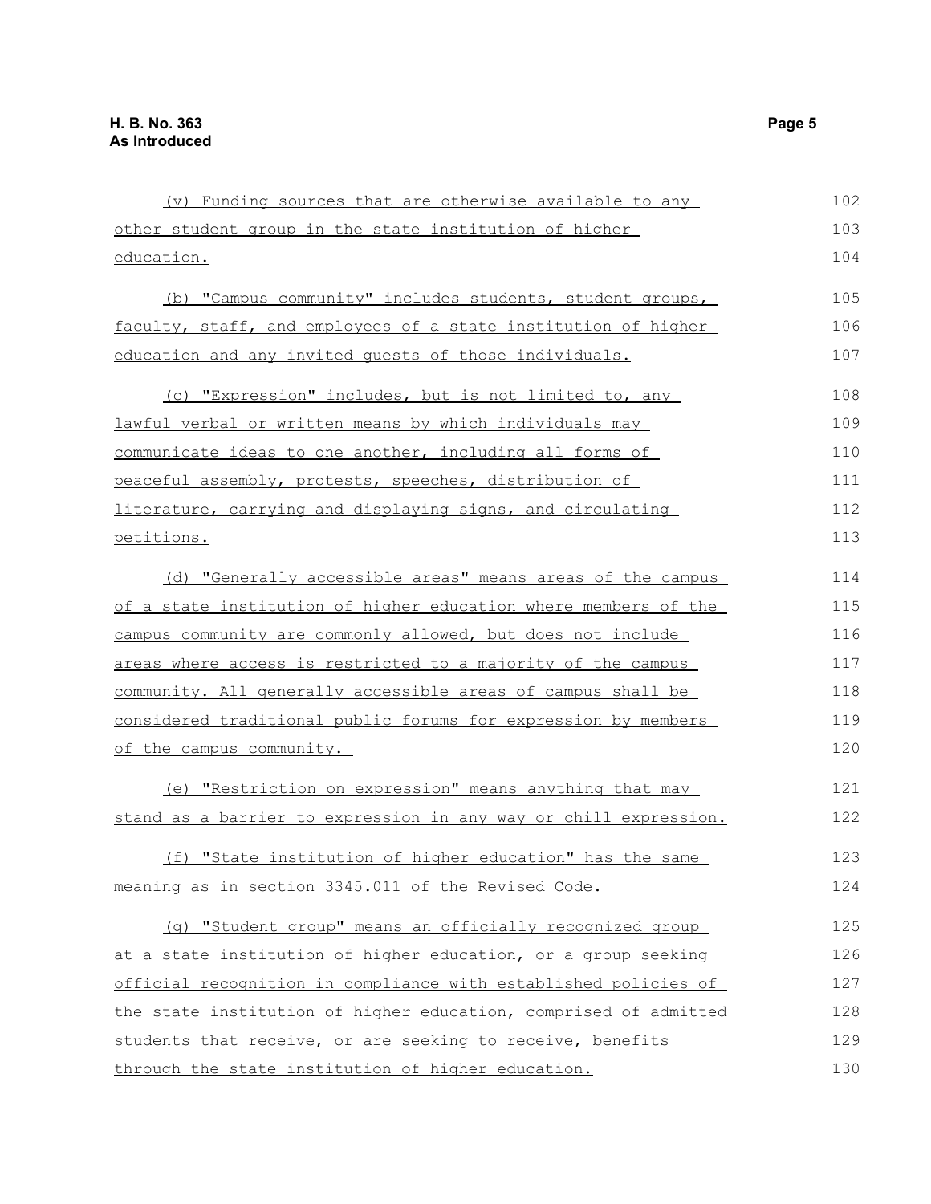(v) Funding sources that are otherwise available to any other student group in the state institution of higher education.

(b) "Campus community" includes students, student groups, faculty, staff, and employees of a state institution of higher education and any invited guests of those individuals.

(c) "Expression" includes, but is not limited to, any lawful verbal or written means by which individuals may communicate ideas to one another, including all forms of peaceful assembly, protests, speeches, distribution of literature, carrying and displaying signs, and circulating petitions.

(d) "Generally accessible areas" means areas of the campus of a state institution of higher education where members of the campus community are commonly allowed, but does not include areas where access is restricted to a majority of the campus community. All generally accessible areas of campus shall be considered traditional public forums for expression by members of the campus community.

(e) "Restriction on expression" means anything that may stand as a barrier to expression in any way or chill expression.

(f) "State institution of higher education" has the same meaning as in section 3345.011 of the Revised Code.

(g) "Student group" means an officially recognized group at a state institution of higher education, or a group seeking official recognition in compliance with established policies of the state institution of higher education, comprised of admitted students that receive, or are seeking to receive, benefits through the state institution of higher education.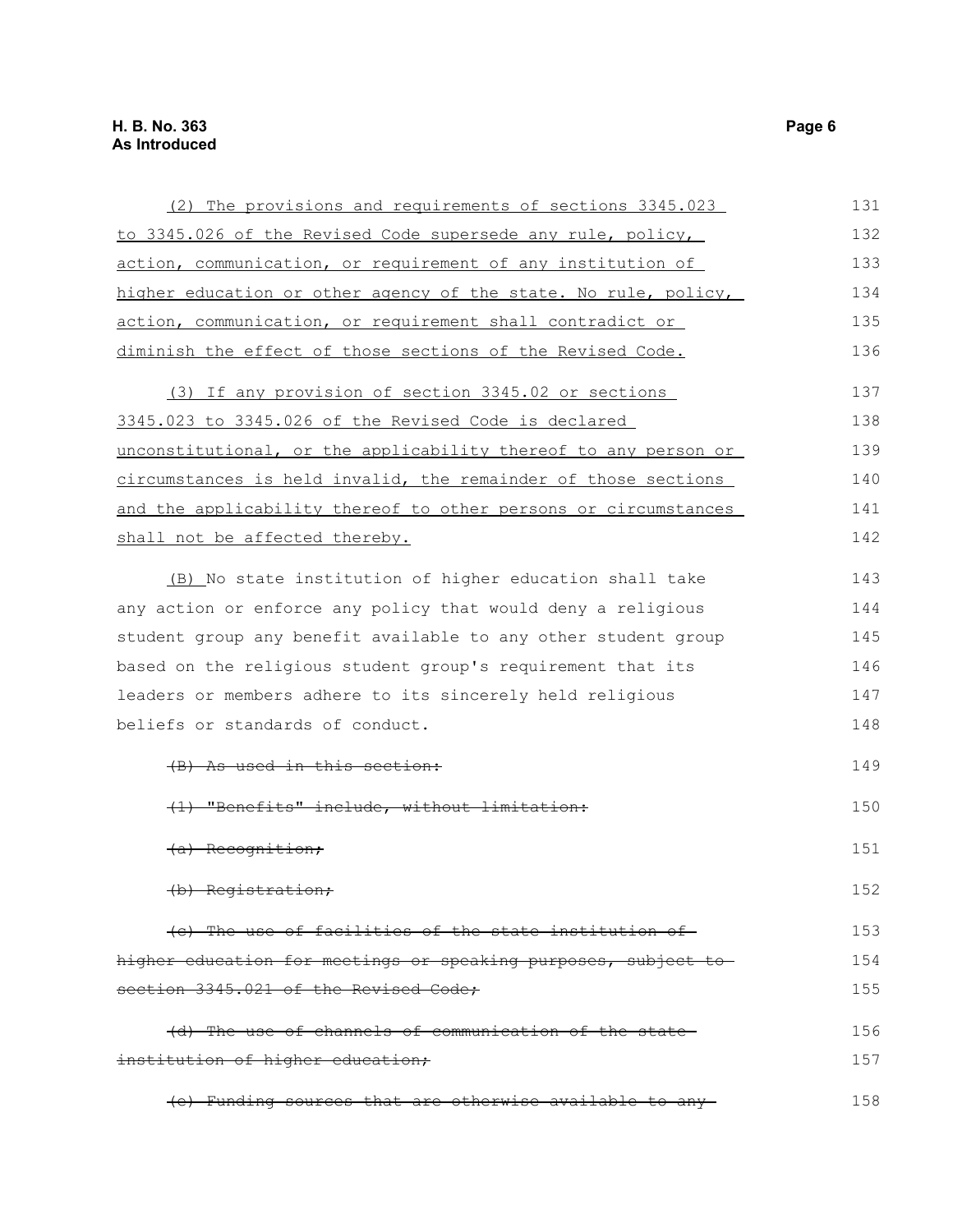(2) The provisions and requirements of sections 3345.023 to 3345.026 of the Revised Code supersede any rule, policy, action, communication, or requirement of any institution of higher education or other agency of the state. No rule, policy, action, communication, or requirement shall contradict or diminish the effect of those sections of the Revised Code.

(3) If any provision of section 3345.02 or sections 3345.023 to 3345.026 of the Revised Code is declared unconstitutional, or the applicability thereof to any person or circumstances is held invalid, the remainder of those sections and the applicability thereof to other persons or circumstances shall not be affected thereby.

(B) No state institution of higher education shall take any action or enforce any policy that would deny a religious student group any benefit available to any other student group based on the religious student group's requirement that its leaders or members adhere to its sincerely held religious beliefs or standards of conduct.

~~(B) As used in this section:~~

~~(1) "Benefits" include, without limitation:~~

~~(a) Recognition;~~

~~(b) Registration;~~

~~(c) The use of facilities of the state institution of higher education for meetings or speaking purposes, subject to section 3345.021 of the Revised Code;~~

~~(d) The use of channels of communication of the state institution of higher education;~~

~~(e) Funding sources that are otherwise available to any~~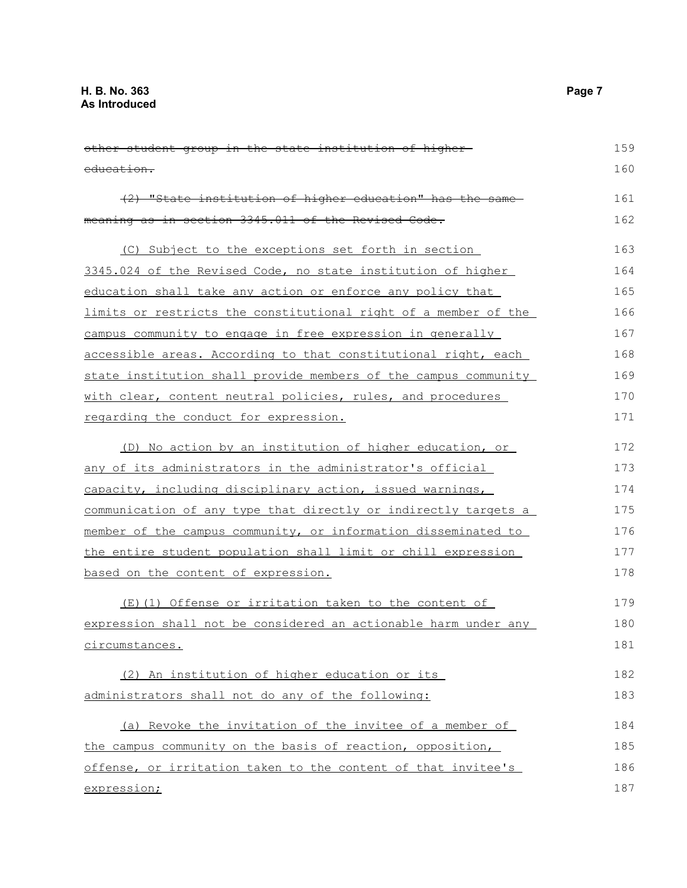~~other student group in the state institution of higher education.~~

~~(2) "State institution of higher education" has the same meaning as in section 3345.011 of the Revised Code.~~

(C) Subject to the exceptions set forth in section 3345.024 of the Revised Code, no state institution of higher education shall take any action or enforce any policy that limits or restricts the constitutional right of a member of the campus community to engage in free expression in generally accessible areas. According to that constitutional right, each state institution shall provide members of the campus community with clear, content neutral policies, rules, and procedures regarding the conduct for expression.

(D) No action by an institution of higher education, or any of its administrators in the administrator's official capacity, including disciplinary action, issued warnings, communication of any type that directly or indirectly targets a member of the campus community, or information disseminated to the entire student population shall limit or chill expression based on the content of expression.

(E)(1) Offense or irritation taken to the content of expression shall not be considered an actionable harm under any circumstances.

(2) An institution of higher education or its administrators shall not do any of the following:

(a) Revoke the invitation of the invitee of a member of the campus community on the basis of reaction, opposition, offense, or irritation taken to the content of that invitee's expression;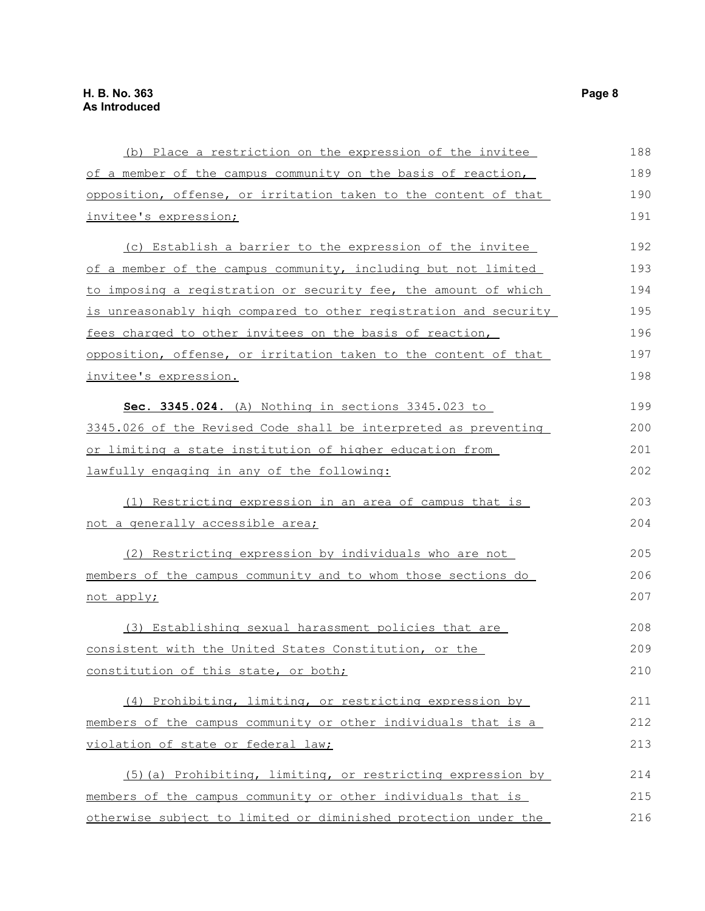(b) Place a restriction on the expression of the invitee of a member of the campus community on the basis of reaction, opposition, offense, or irritation taken to the content of that invitee's expression;

(c) Establish a barrier to the expression of the invitee of a member of the campus community, including but not limited to imposing a registration or security fee, the amount of which is unreasonably high compared to other registration and security fees charged to other invitees on the basis of reaction, opposition, offense, or irritation taken to the content of that invitee's expression.

**Sec. 3345.024.** (A) Nothing in sections 3345.023 to 3345.026 of the Revised Code shall be interpreted as preventing or limiting a state institution of higher education from lawfully engaging in any of the following:

(1) Restricting expression in an area of campus that is not a generally accessible area;

(2) Restricting expression by individuals who are not members of the campus community and to whom those sections do not apply;

(3) Establishing sexual harassment policies that are consistent with the United States Constitution, or the constitution of this state, or both;

(4) Prohibiting, limiting, or restricting expression by members of the campus community or other individuals that is a violation of state or federal law;

(5)(a) Prohibiting, limiting, or restricting expression by members of the campus community or other individuals that is otherwise subject to limited or diminished protection under the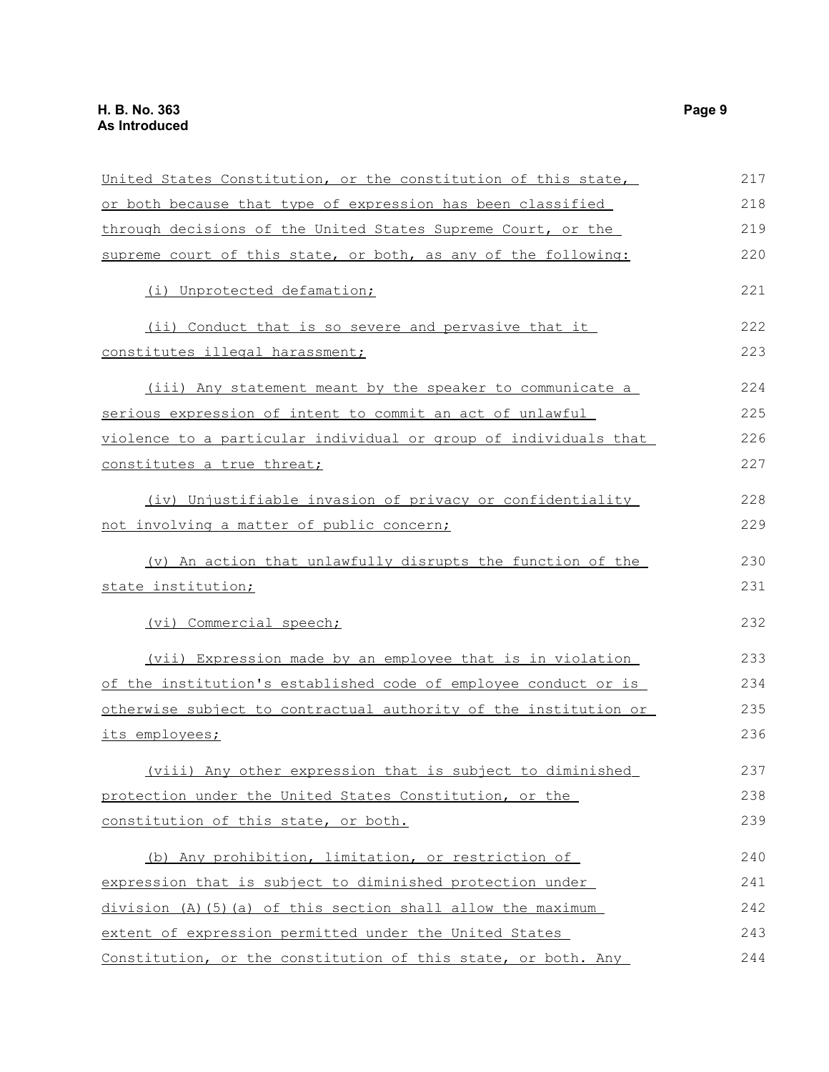United States Constitution, or the constitution of this state, or both because that type of expression has been classified through decisions of the United States Supreme Court, or the supreme court of this state, or both, as any of the following:

(i) Unprotected defamation;

(ii) Conduct that is so severe and pervasive that it constitutes illegal harassment;

(iii) Any statement meant by the speaker to communicate a serious expression of intent to commit an act of unlawful violence to a particular individual or group of individuals that constitutes a true threat;

(iv) Unjustifiable invasion of privacy or confidentiality not involving a matter of public concern;

(v) An action that unlawfully disrupts the function of the state institution;

(vi) Commercial speech;

(vii) Expression made by an employee that is in violation of the institution's established code of employee conduct or is otherwise subject to contractual authority of the institution or its employees;

(viii) Any other expression that is subject to diminished protection under the United States Constitution, or the constitution of this state, or both.

(b) Any prohibition, limitation, or restriction of expression that is subject to diminished protection under division (A)(5)(a) of this section shall allow the maximum extent of expression permitted under the United States Constitution, or the constitution of this state, or both. Any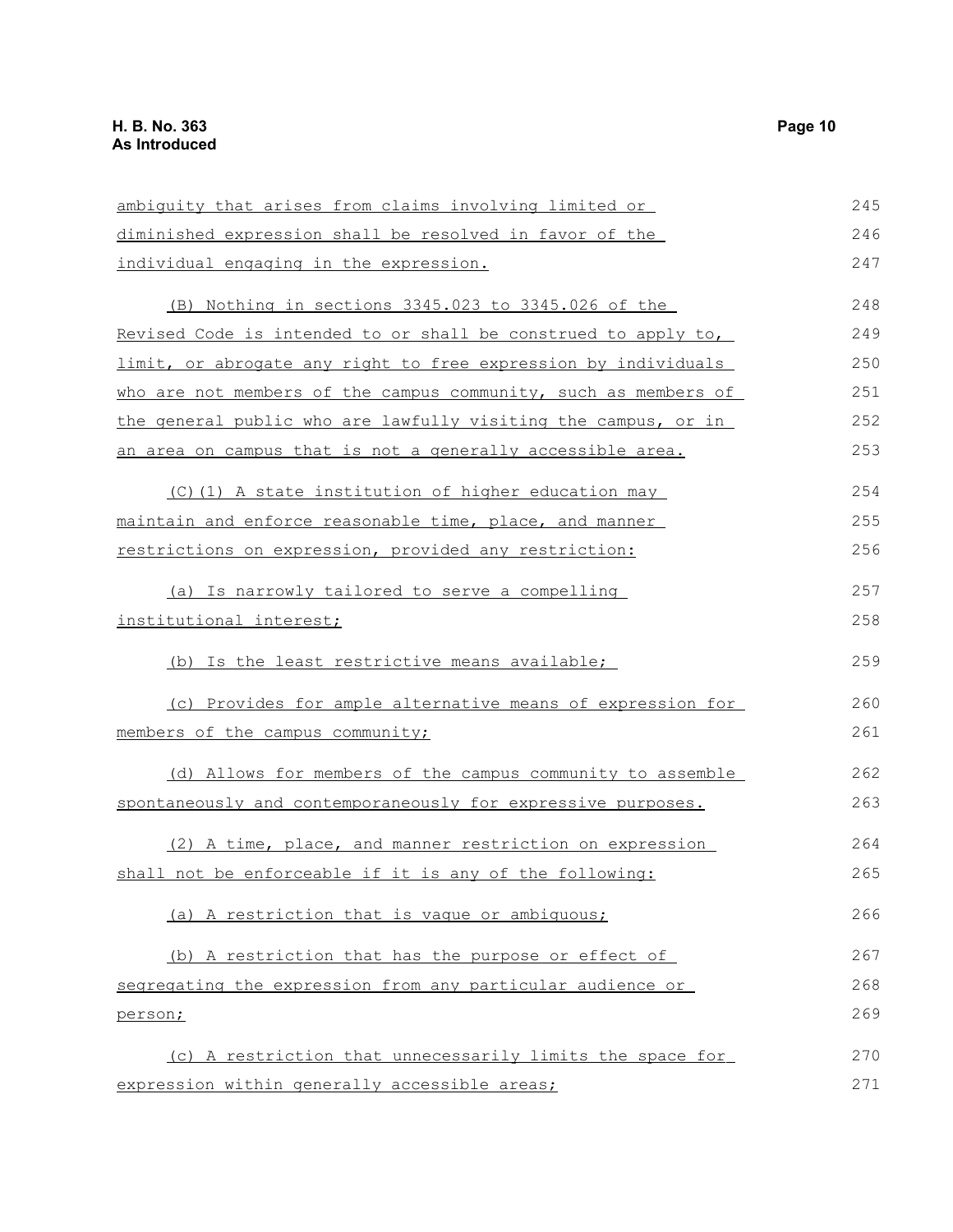ambiguity that arises from claims involving limited or diminished expression shall be resolved in favor of the individual engaging in the expression.

(B) Nothing in sections 3345.023 to 3345.026 of the Revised Code is intended to or shall be construed to apply to, limit, or abrogate any right to free expression by individuals who are not members of the campus community, such as members of the general public who are lawfully visiting the campus, or in an area on campus that is not a generally accessible area.

(C)(1) A state institution of higher education may maintain and enforce reasonable time, place, and manner restrictions on expression, provided any restriction:

(a) Is narrowly tailored to serve a compelling institutional interest;

(b) Is the least restrictive means available;

(c) Provides for ample alternative means of expression for members of the campus community;

(d) Allows for members of the campus community to assemble spontaneously and contemporaneously for expressive purposes.

(2) A time, place, and manner restriction on expression shall not be enforceable if it is any of the following:

(a) A restriction that is vague or ambiguous;

(b) A restriction that has the purpose or effect of segregating the expression from any particular audience or person;

(c) A restriction that unnecessarily limits the space for expression within generally accessible areas;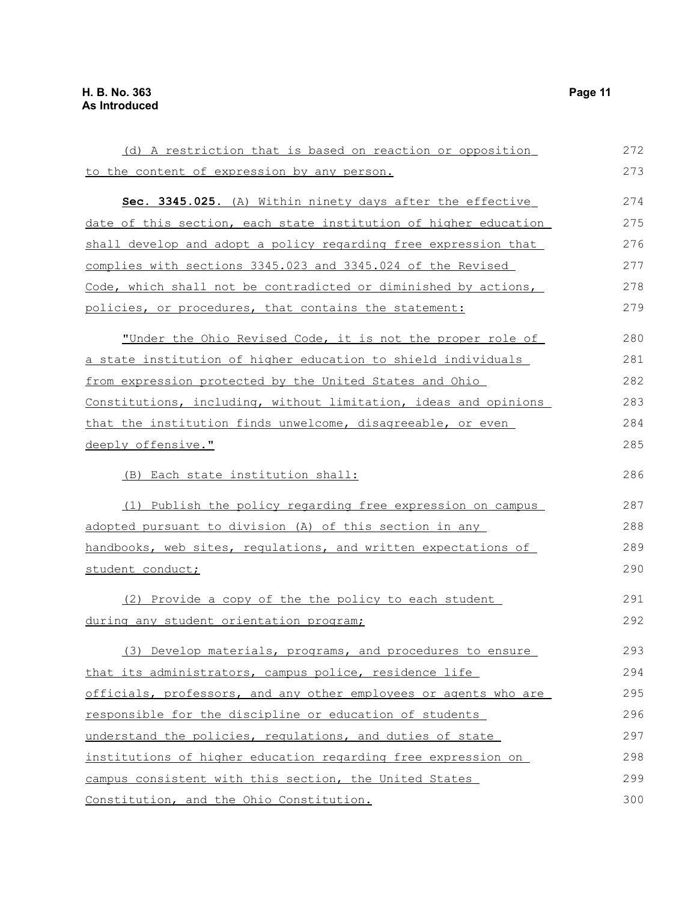(d) A restriction that is based on reaction or opposition to the content of expression by any person.

**Sec. 3345.025.** (A) Within ninety days after the effective date of this section, each state institution of higher education shall develop and adopt a policy regarding free expression that complies with sections 3345.023 and 3345.024 of the Revised Code, which shall not be contradicted or diminished by actions, policies, or procedures, that contains the statement:

"Under the Ohio Revised Code, it is not the proper role of a state institution of higher education to shield individuals from expression protected by the United States and Ohio Constitutions, including, without limitation, ideas and opinions that the institution finds unwelcome, disagreeable, or even deeply offensive."

(B) Each state institution shall:

(1) Publish the policy regarding free expression on campus adopted pursuant to division (A) of this section in any handbooks, web sites, regulations, and written expectations of student conduct;

(2) Provide a copy of the the policy to each student during any student orientation program;

(3) Develop materials, programs, and procedures to ensure that its administrators, campus police, residence life officials, professors, and any other employees or agents who are responsible for the discipline or education of students understand the policies, regulations, and duties of state institutions of higher education regarding free expression on campus consistent with this section, the United States Constitution, and the Ohio Constitution.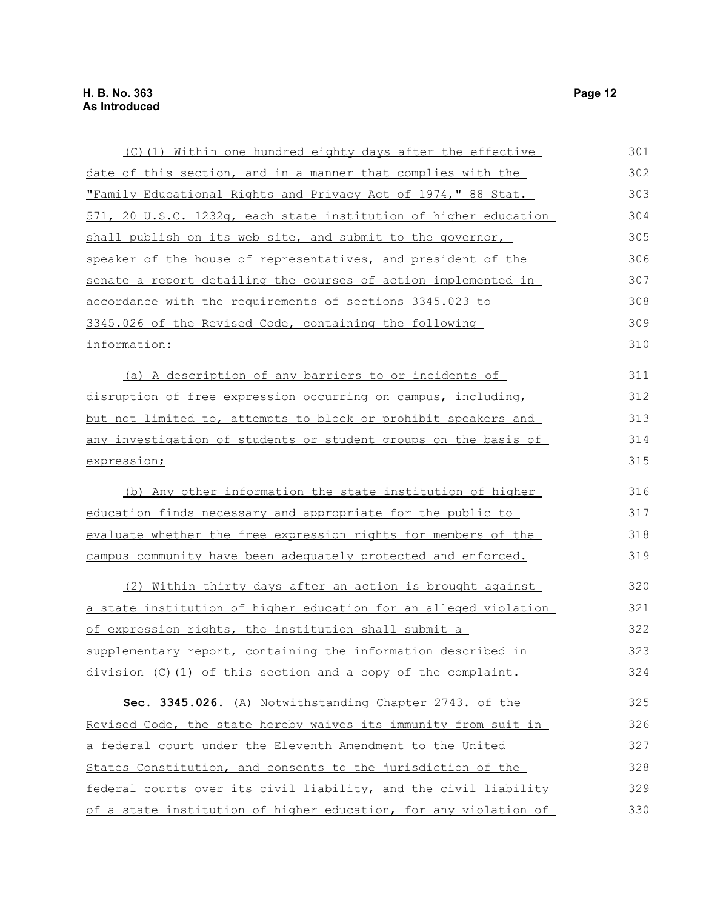(C)(1) Within one hundred eighty days after the effective date of this section, and in a manner that complies with the "Family Educational Rights and Privacy Act of 1974," 88 Stat. 571, 20 U.S.C. 1232g, each state institution of higher education shall publish on its web site, and submit to the governor, speaker of the house of representatives, and president of the senate a report detailing the courses of action implemented in accordance with the requirements of sections 3345.023 to 3345.026 of the Revised Code, containing the following information:

(a) A description of any barriers to or incidents of disruption of free expression occurring on campus, including, but not limited to, attempts to block or prohibit speakers and any investigation of students or student groups on the basis of expression;

(b) Any other information the state institution of higher education finds necessary and appropriate for the public to evaluate whether the free expression rights for members of the campus community have been adequately protected and enforced.

(2) Within thirty days after an action is brought against a state institution of higher education for an alleged violation of expression rights, the institution shall submit a supplementary report, containing the information described in division (C)(1) of this section and a copy of the complaint.

**Sec. 3345.026.** (A) Notwithstanding Chapter 2743. of the Revised Code, the state hereby waives its immunity from suit in a federal court under the Eleventh Amendment to the United States Constitution, and consents to the jurisdiction of the federal courts over its civil liability, and the civil liability of a state institution of higher education, for any violation of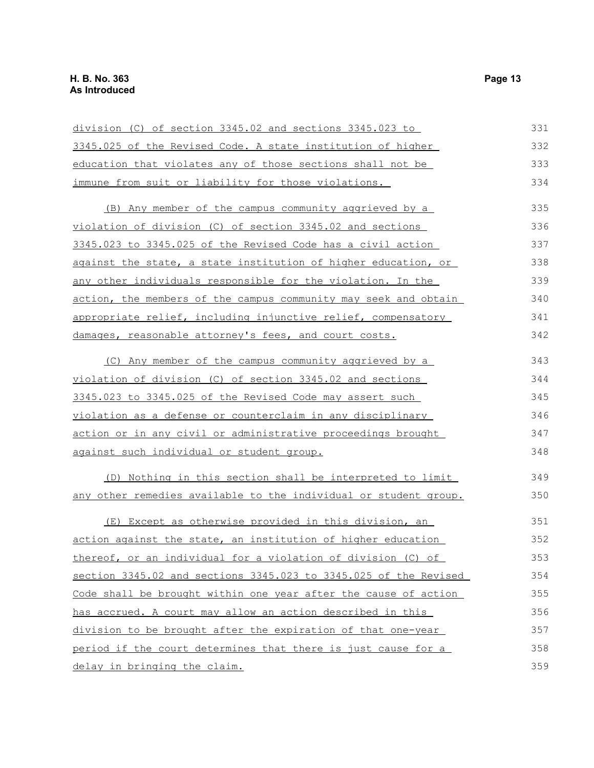division (C) of section 3345.02 and sections 3345.023 to 3345.025 of the Revised Code. A state institution of higher education that violates any of those sections shall not be immune from suit or liability for those violations.

(B) Any member of the campus community aggrieved by a violation of division (C) of section 3345.02 and sections 3345.023 to 3345.025 of the Revised Code has a civil action against the state, a state institution of higher education, or any other individuals responsible for the violation. In the action, the members of the campus community may seek and obtain appropriate relief, including injunctive relief, compensatory damages, reasonable attorney's fees, and court costs.

(C) Any member of the campus community aggrieved by a violation of division (C) of section 3345.02 and sections 3345.023 to 3345.025 of the Revised Code may assert such violation as a defense or counterclaim in any disciplinary action or in any civil or administrative proceedings brought against such individual or student group.

(D) Nothing in this section shall be interpreted to limit any other remedies available to the individual or student group.

(E) Except as otherwise provided in this division, an action against the state, an institution of higher education thereof, or an individual for a violation of division (C) of section 3345.02 and sections 3345.023 to 3345.025 of the Revised Code shall be brought within one year after the cause of action has accrued. A court may allow an action described in this division to be brought after the expiration of that one-year period if the court determines that there is just cause for a delay in bringing the claim.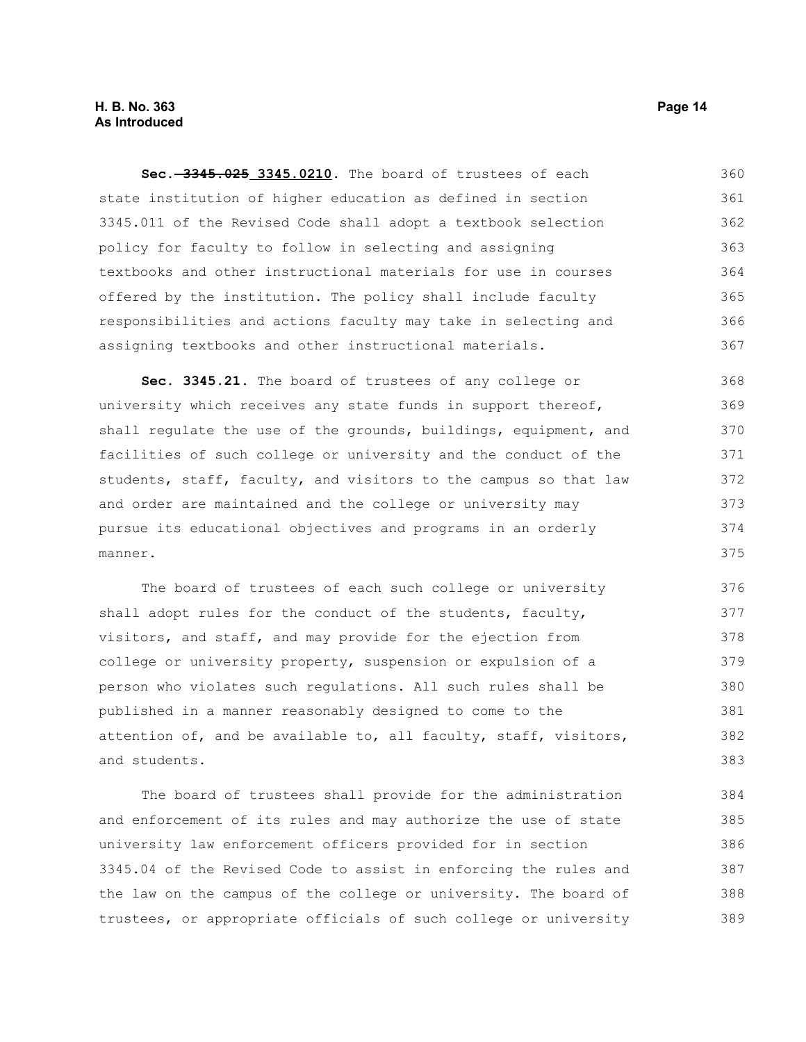**Sec. ~~3345.025~~ 3345.0210.** The board of trustees of each state institution of higher education as defined in section 3345.011 of the Revised Code shall adopt a textbook selection policy for faculty to follow in selecting and assigning textbooks and other instructional materials for use in courses offered by the institution. The policy shall include faculty responsibilities and actions faculty may take in selecting and assigning textbooks and other instructional materials.

**Sec. 3345.21.** The board of trustees of any college or university which receives any state funds in support thereof, shall regulate the use of the grounds, buildings, equipment, and facilities of such college or university and the conduct of the students, staff, faculty, and visitors to the campus so that law and order are maintained and the college or university may pursue its educational objectives and programs in an orderly manner.

The board of trustees of each such college or university shall adopt rules for the conduct of the students, faculty, visitors, and staff, and may provide for the ejection from college or university property, suspension or expulsion of a person who violates such regulations. All such rules shall be published in a manner reasonably designed to come to the attention of, and be available to, all faculty, staff, visitors, and students.

The board of trustees shall provide for the administration and enforcement of its rules and may authorize the use of state university law enforcement officers provided for in section 3345.04 of the Revised Code to assist in enforcing the rules and the law on the campus of the college or university. The board of trustees, or appropriate officials of such college or university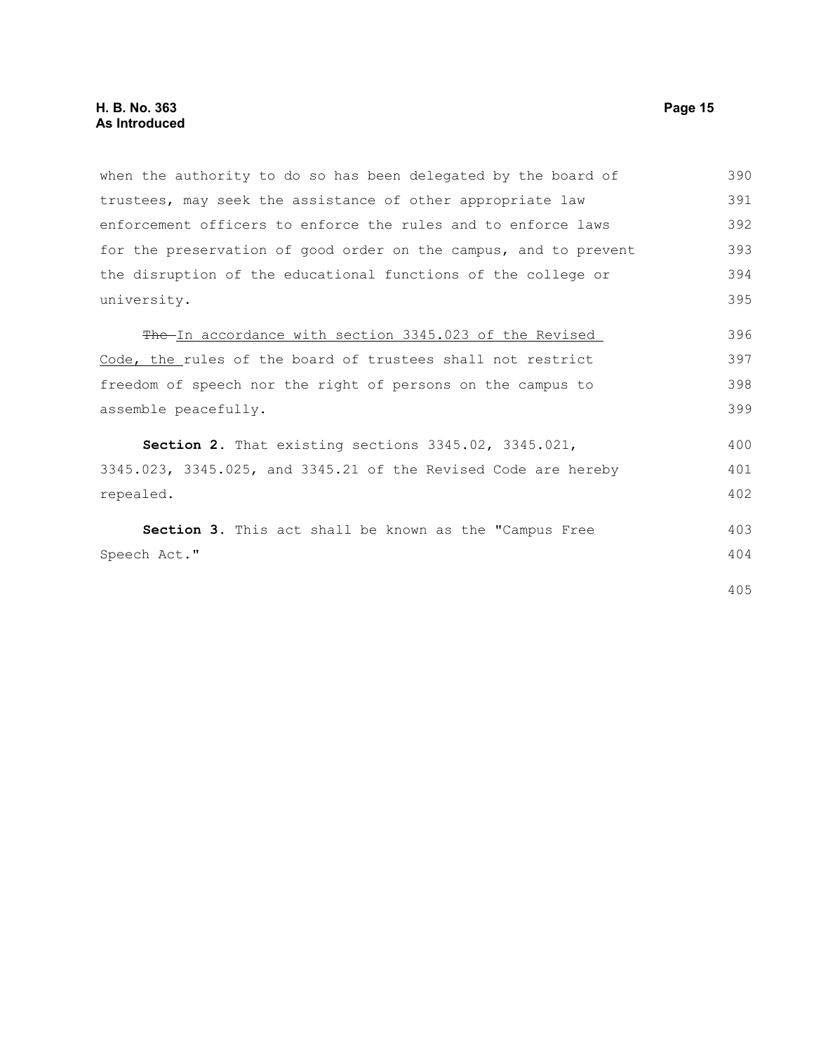when the authority to do so has been delegated by the board of trustees, may seek the assistance of other appropriate law enforcement officers to enforce the rules and to enforce laws for the preservation of good order on the campus, and to prevent the disruption of the educational functions of the college or university.

~~The~~ In accordance with section 3345.023 of the Revised Code, the rules of the board of trustees shall not restrict freedom of speech nor the right of persons on the campus to assemble peacefully.

**Section 2.** That existing sections 3345.02, 3345.021, 3345.023, 3345.025, and 3345.21 of the Revised Code are hereby repealed.

**Section 3.** This act shall be known as the "Campus Free Speech Act."